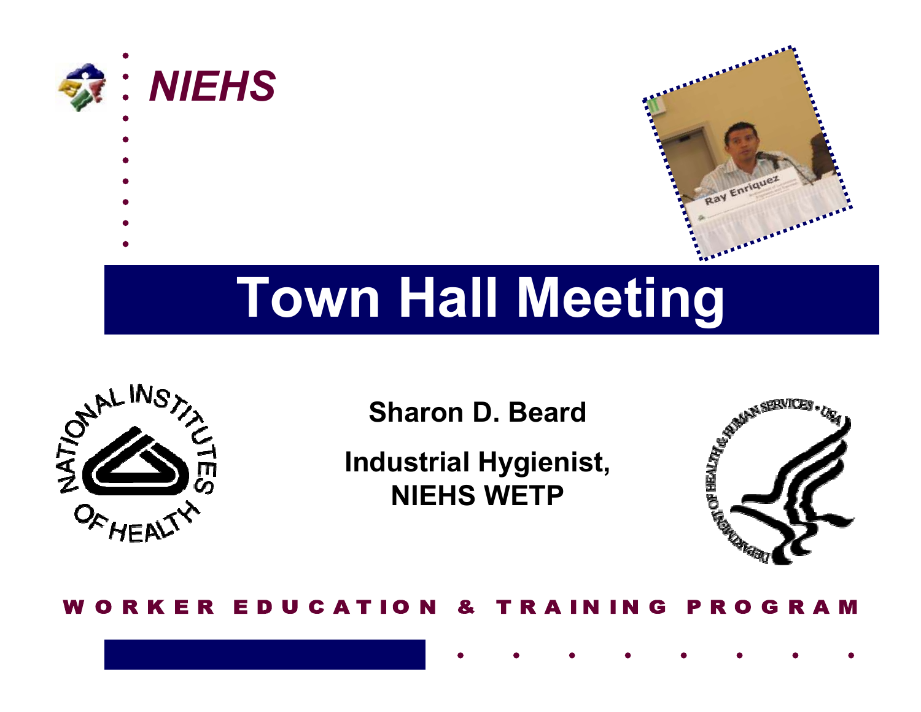*NIEHS*

# Town Hall Meeting

**Sharon D. Beard**

**Industrial Hygienist, NIEHS WETP**

WORKER EDUCATION & TRAINING PROGRAM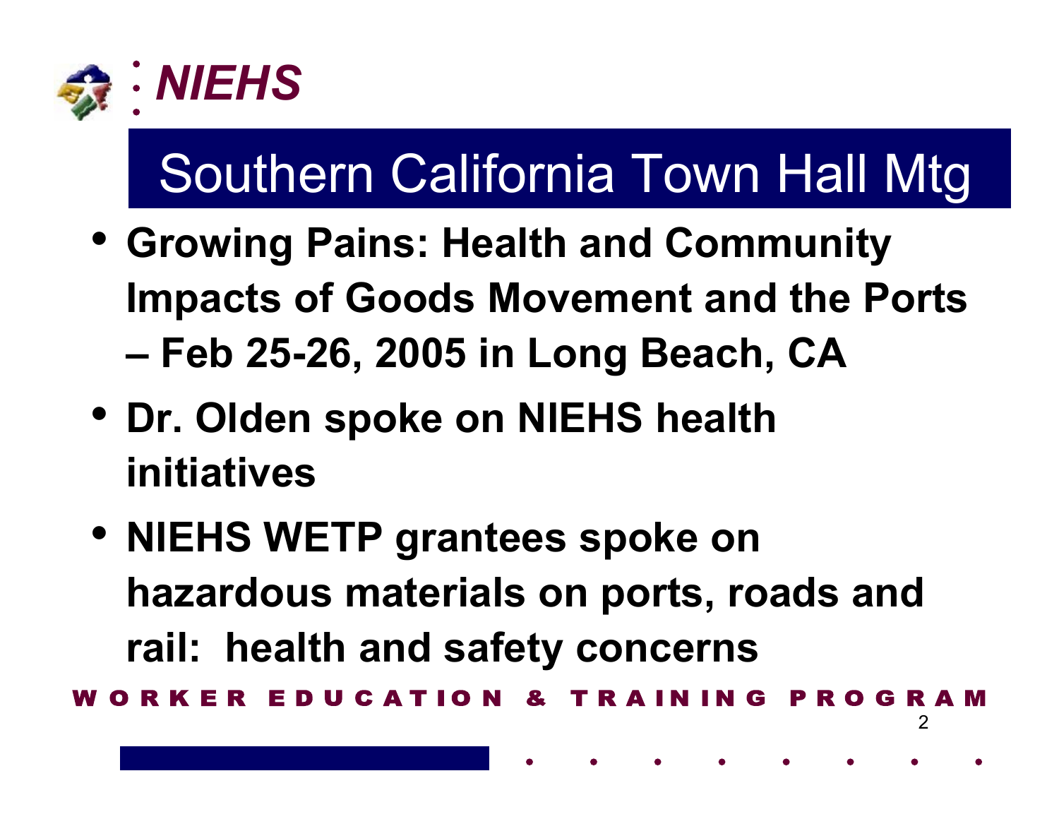# Southern California Town Hall Mtg

- **Growing Pains: Health and Community Impacts of Goods Movement and the Ports**
  - **Feb 25-26, 2005 in Long Beach, CA**
- **Dr. Olden spoke on NIEHS health initiatives**
- **NIEHS WETP grantees spoke on hazardous materials on ports, roads and rail: health and safety concerns**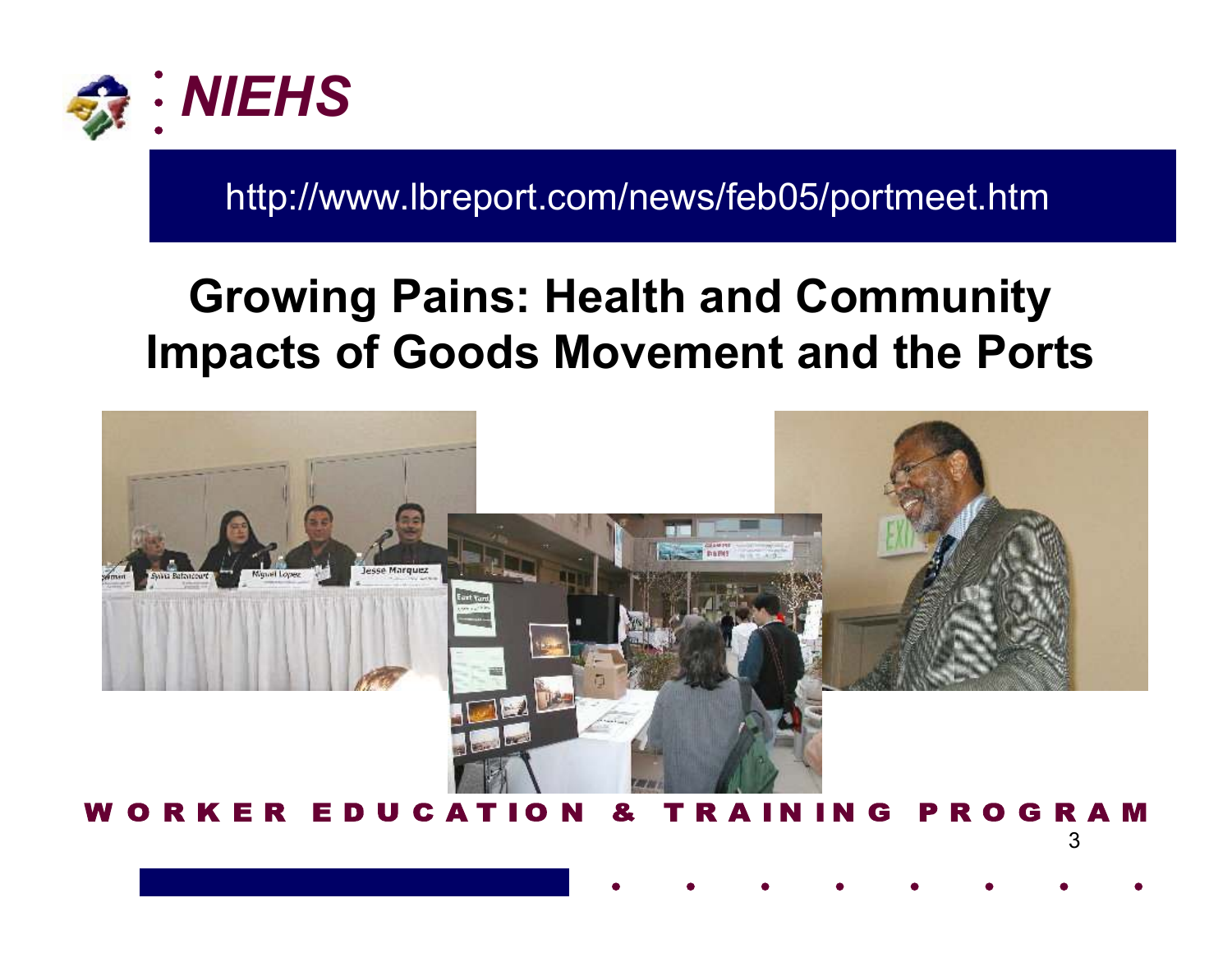http://www.lbreport.com/news/feb05/portmeet.htm

## Growing Pains: Health and Community Impacts of Goods Movement and the Ports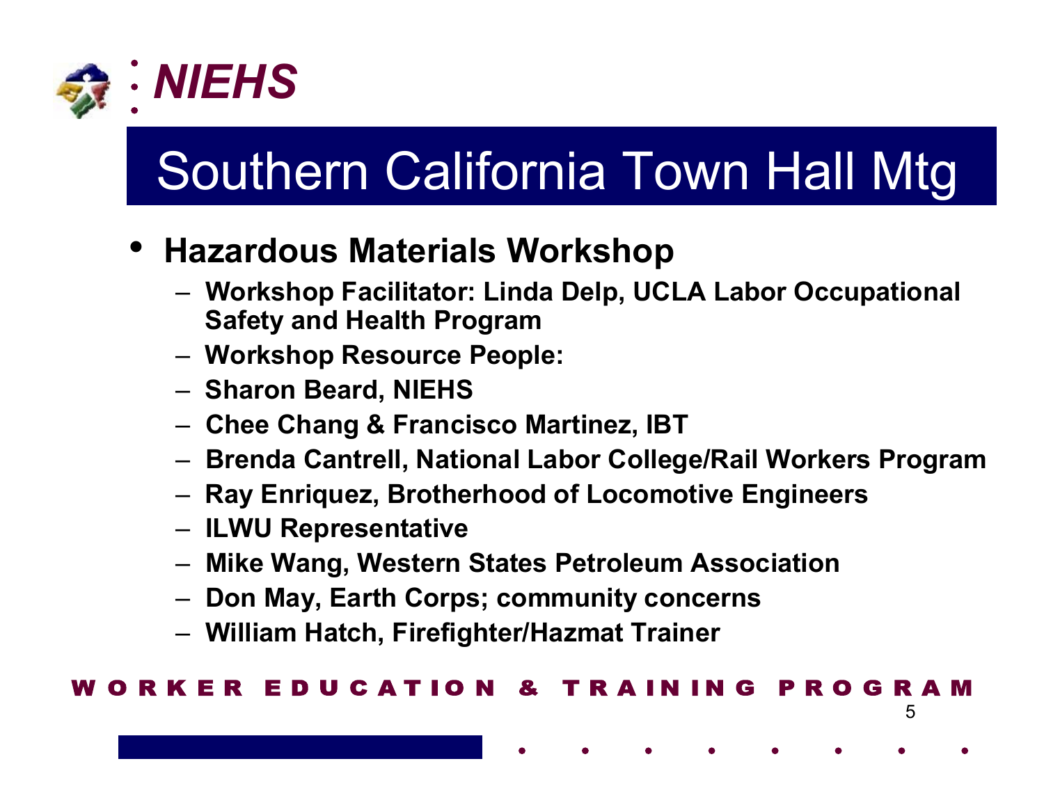# Southern California Town Hall Mtg

- **Hazardous Materials Workshop**
  - **Workshop Facilitator: Linda Delp, UCLA Labor Occupational Safety and Health Program**
  - **Workshop Resource People:**
  - **Sharon Beard, NIEHS**
  - **Chee Chang & Francisco Martinez, IBT**
  - **Brenda Cantrell, National Labor College/Rail Workers Program**
  - **Ray Enriquez, Brotherhood of Locomotive Engineers**
  - **ILWU Representative**
  - **Mike Wang, Western States Petroleum Association**
  - **Don May, Earth Corps; community concerns**
  - **William Hatch, Firefighter/Hazmat Trainer**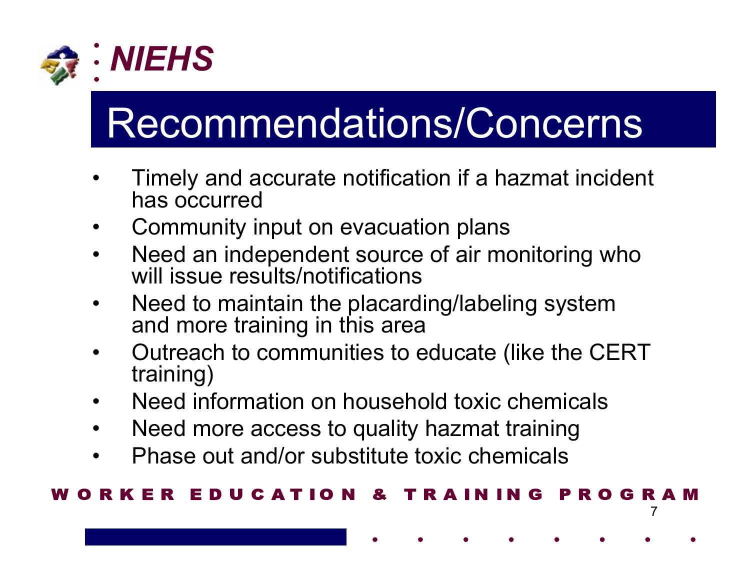# Recommendations/Concerns

- Timely and accurate notification if a hazmat incident has occurred
- Community input on evacuation plans
- Need an independent source of air monitoring who will issue results/notifications
- Need to maintain the placarding/labeling system and more training in this area
- Outreach to communities to educate (like the CERT training)
- Need information on household toxic chemicals
- Need more access to quality hazmat training
- Phase out and/or substitute toxic chemicals